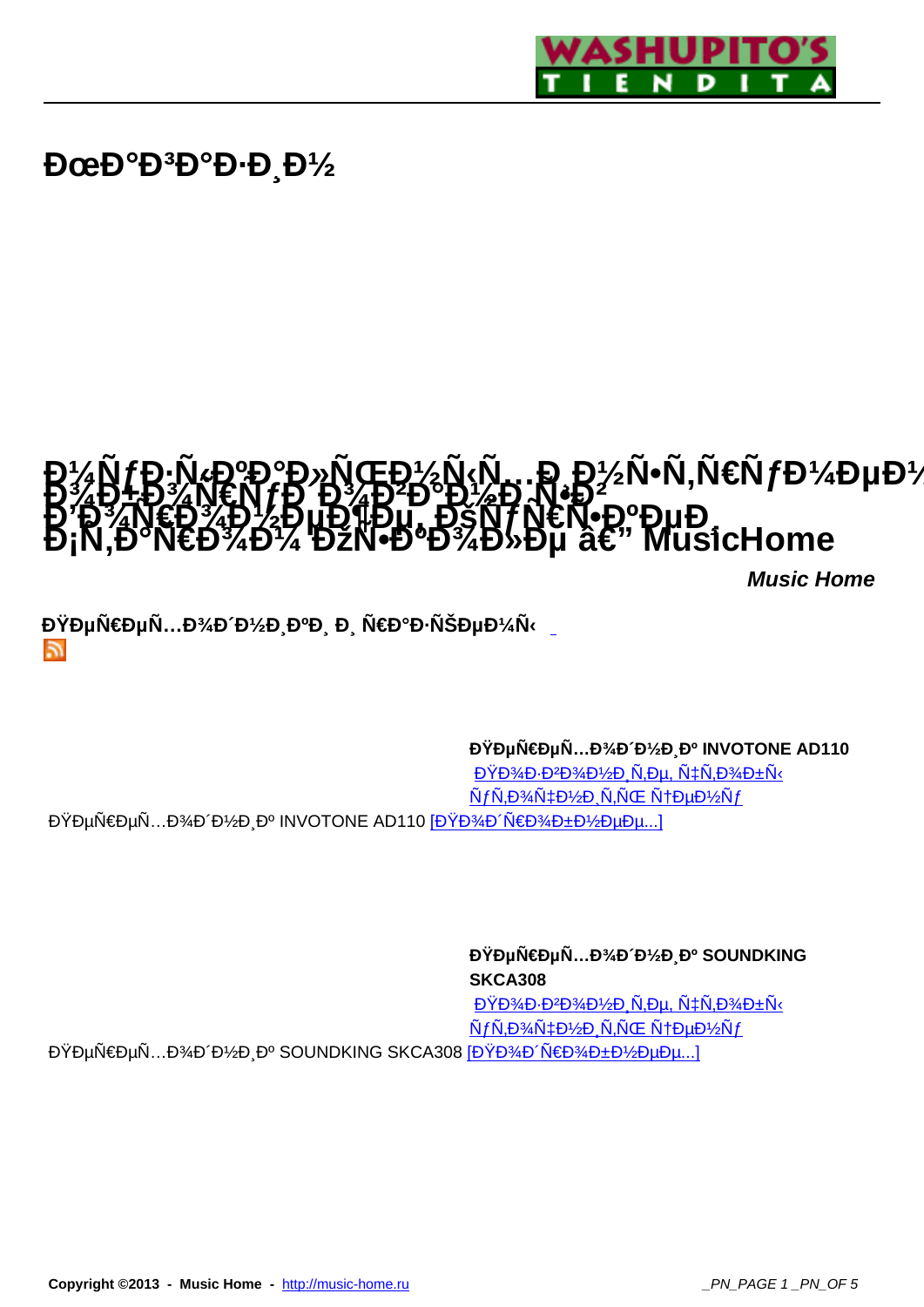# ĐœĐ°Đ³Đ°Đ·Đ¸Đ½

# Đ¼ÑƒĐ·Ñ‹ĐºĐ°Đ»ÑŒĐ½Ñ‹Ñ…Đ¸Đ½Ñ•Ñ‚Ñ€ÑƒĐ¼ĐµĐ½ Đ¾Đ±Đ¾Ñ€ÑƒĐ´Đ¾Đ²Đ°Đ½Đ¸Ñ•Đ² Đ’Đ¾Ñ€Đ¾Đ½ĐµĐ¶Đµ, ĐšÑƒÑ€Ñ•ĐºĐµ, Đ¡Ñ‚Đ°Ñ€Đ¾Đ¼ ĐžÑ•ĐºĐ¾Đ»Đµ â€" MusicHome

***Music Home***

**ĐŸĐµÑ€ĐµÑ…Đ¾Đ´Đ½Đ¸ĐºĐ¸ Đ¸ Ñ€Đ°Đ·ÑŠĐµĐ¼Ñ‹**

**ĐŸĐµÑ€ĐµÑ…Đ¾Đ´Đ½Đ¸Đº INVOTONE AD110**

ĐŸĐ¾Đ·Đ²Đ¾Đ½Đ¸Ñ‚Đµ, Ñ‡Ñ‚Đ¾Đ±Ñ‹ ÑƒÑ‚Đ¾Ñ‡Đ½Đ¸Ñ‚ÑŒ Ñ†ĐµĐ½Ñƒ

ĐŸĐµÑ€ĐµÑ…Đ¾Đ´Đ½Đ¸Đº INVOTONE AD110 [ĐŸĐ¾Đ´Ñ€Đ¾Đ±Đ½ĐµĐµ...]

**ĐŸĐµÑ€ĐµÑ…Đ¾Đ´Đ½Đ¸Đº SOUNDKING SKCA308**

ĐŸĐ¾Đ·Đ²Đ¾Đ½Đ¸Ñ‚Đµ, Ñ‡Ñ‚Đ¾Đ±Ñ‹ ÑƒÑ‚Đ¾Ñ‡Đ½Đ¸Ñ‚ÑŒ Ñ†ĐµĐ½Ñƒ

ĐŸĐµÑ€ĐµÑ…Đ¾Đ´Đ½Đ¸Đº SOUNDKING SKCA308 [ĐŸĐ¾Đ´Ñ€Đ¾Đ±Đ½ĐµĐµ...]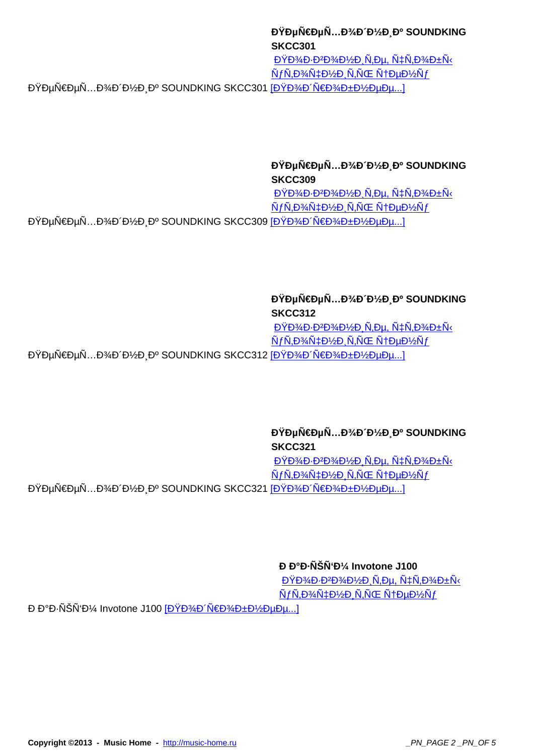**ĐŸĐµÑ€ĐµÑ…Đ¾Đ´Đ½Đ¸Đº SOUNDKING SKCC301**

ĐŸĐ¾Đ·Đ²Đ¾Đ½Đ¸Ñ‚Đµ, Ñ‡Ñ‚Đ¾Đ±Ñ‹ ÑƒÑ‚Đ¾Ñ‡Đ½Đ¸Ñ‚ÑŒ Ñ†ĐµĐ½Ñƒ

ĐŸĐµÑ€ĐµÑ…Đ¾Đ´Đ½Đ¸Đº SOUNDKING SKCC301 [ĐŸĐ¾Đ´Ñ€Đ¾Đ±Đ½ĐµĐµ...]

**ĐŸĐµÑ€ĐµÑ…Đ¾Đ´Đ½Đ¸Đº SOUNDKING SKCC309**

ĐŸĐ¾Đ·Đ²Đ¾Đ½Đ¸Ñ‚Đµ, Ñ‡Ñ‚Đ¾Đ±Ñ‹ ÑƒÑ‚Đ¾Ñ‡Đ½Đ¸Ñ‚ÑŒ Ñ†ĐµĐ½Ñƒ

ĐŸĐµÑ€ĐµÑ…Đ¾Đ´Đ½Đ¸Đº SOUNDKING SKCC309 [ĐŸĐ¾Đ´Ñ€Đ¾Đ±Đ½ĐµĐµ...]

**ĐŸĐµÑ€ĐµÑ…Đ¾Đ´Đ½Đ¸Đº SOUNDKING SKCC312**

ĐŸĐ¾Đ·Đ²Đ¾Đ½Đ¸Ñ‚Đµ, Ñ‡Ñ‚Đ¾Đ±Ñ‹ ÑƒÑ‚Đ¾Ñ‡Đ½Đ¸Ñ‚ÑŒ Ñ†ĐµĐ½Ñƒ

ĐŸĐµÑ€ĐµÑ…Đ¾Đ´Đ½Đ¸Đº SOUNDKING SKCC312 [ĐŸĐ¾Đ´Ñ€Đ¾Đ±Đ½ĐµĐµ...]

**ĐŸĐµÑ€ĐµÑ…Đ¾Đ´Đ½Đ¸Đº SOUNDKING SKCC321**

ĐŸĐ¾Đ·Đ²Đ¾Đ½Đ¸Ñ‚Đµ, Ñ‡Ñ‚Đ¾Đ±Ñ‹ ÑƒÑ‚Đ¾Ñ‡Đ½Đ¸Ñ‚ÑŒ Ñ†ĐµĐ½Ñƒ

ĐŸĐµÑ€ĐµÑ…Đ¾Đ´Đ½Đ¸Đº SOUNDKING SKCC321 [ĐŸĐ¾Đ´Ñ€Đ¾Đ±Đ½ĐµĐµ...]

**Đ Đ°Đ·ÑŠÑ‘Đ¼ Invotone J100**

ĐŸĐ¾Đ·Đ²Đ¾Đ½Đ¸Ñ‚Đµ, Ñ‡Ñ‚Đ¾Đ±Ñ‹ ÑƒÑ‚Đ¾Ñ‡Đ½Đ¸Ñ‚ÑŒ Ñ†ĐµĐ½Ñƒ

Đ Đ°Đ·ÑŠÑ‘Đ¼ Invotone J100 [ĐŸĐ¾Đ´Ñ€Đ¾Đ±Đ½ĐµĐµ...]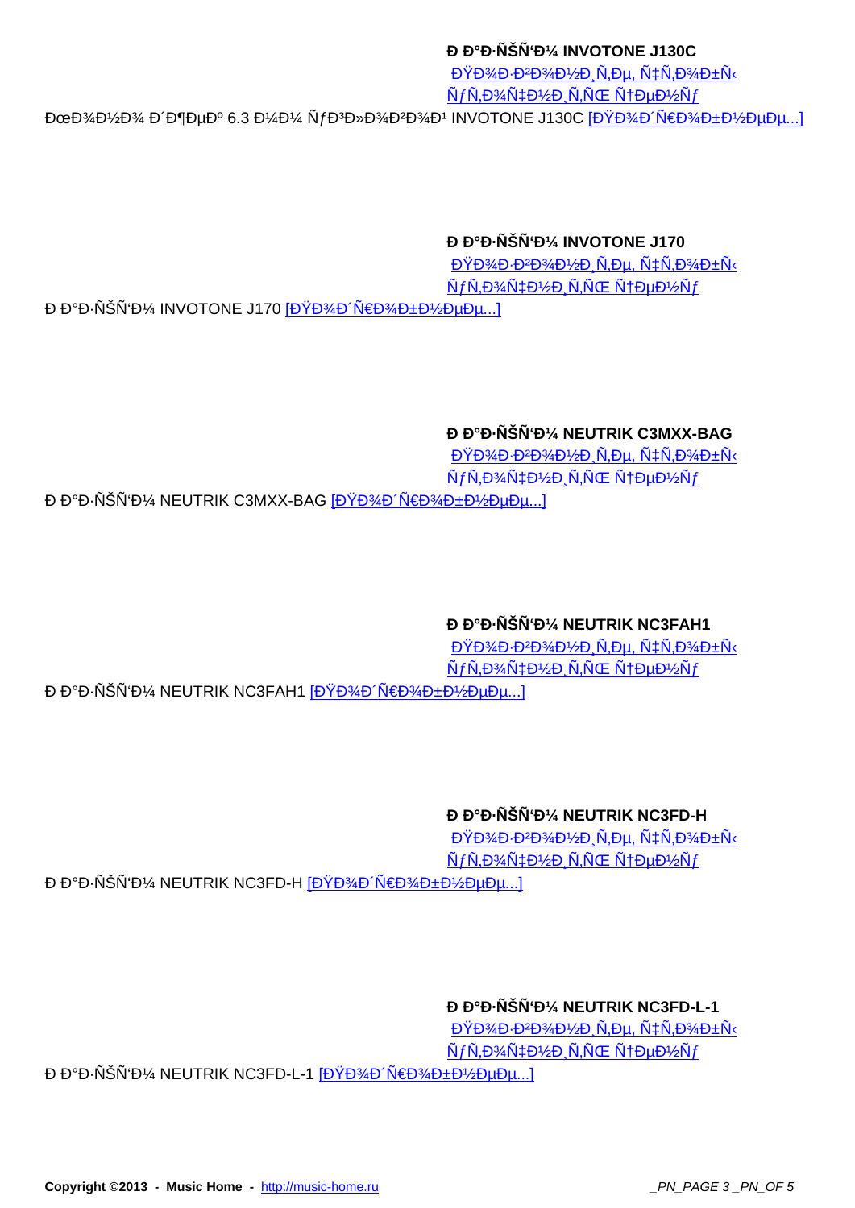**Ð Ð°Ð·ÑŠÑ‘Ð¼ INVOTONE J130C**

ÐŸÐ¾Ð·Ð²Ð¾Ð½Ð¸Ñ‚Ðµ, Ñ‡Ñ‚Ð¾Ð±Ñ‹ ÑƒÑ‚Ð¾Ñ‡Ð½Ð¸Ñ‚ÑŒ Ñ†ÐµÐ½Ñƒ

ÐœÐ¾Ð½Ð¾ Ð´Ð¶ÐµÐº 6.3 Ð¼Ð¼ ÑƒÐ³Ð»Ð¾Ð²Ð¾Ð¹ INVOTONE J130C [ÐŸÐ¾Ð´Ñ€Ð¾Ð±Ð½ÐµÐµ...]

**Ð Ð°Ð·ÑŠÑ‘Ð¼ INVOTONE J170**

ÐŸÐ¾Ð·Ð²Ð¾Ð½Ð¸Ñ‚Ðµ, Ñ‡Ñ‚Ð¾Ð±Ñ‹ ÑƒÑ‚Ð¾Ñ‡Ð½Ð¸Ñ‚ÑŒ Ñ†ÐµÐ½Ñƒ

Ð Ð°Ð·ÑŠÑ‘Ð¼ INVOTONE J170 [ÐŸÐ¾Ð´Ñ€Ð¾Ð±Ð½ÐµÐµ...]

**Ð Ð°Ð·ÑŠÑ‘Ð¼ NEUTRIK C3MXX-BAG**

ÐŸÐ¾Ð·Ð²Ð¾Ð½Ð¸Ñ‚Ðµ, Ñ‡Ñ‚Ð¾Ð±Ñ‹ ÑƒÑ‚Ð¾Ñ‡Ð½Ð¸Ñ‚ÑŒ Ñ†ÐµÐ½Ñƒ

Ð Ð°Ð·ÑŠÑ‘Ð¼ NEUTRIK C3MXX-BAG [ÐŸÐ¾Ð´Ñ€Ð¾Ð±Ð½ÐµÐµ...]

**Ð Ð°Ð·ÑŠÑ‘Ð¼ NEUTRIK NC3FAH1**

ÐŸÐ¾Ð·Ð²Ð¾Ð½Ð¸Ñ‚Ðµ, Ñ‡Ñ‚Ð¾Ð±Ñ‹ ÑƒÑ‚Ð¾Ñ‡Ð½Ð¸Ñ‚ÑŒ Ñ†ÐµÐ½Ñƒ

Ð Ð°Ð·ÑŠÑ‘Ð¼ NEUTRIK NC3FAH1 [ÐŸÐ¾Ð´Ñ€Ð¾Ð±Ð½ÐµÐµ...]

**Ð Ð°Ð·ÑŠÑ‘Ð¼ NEUTRIK NC3FD-H**

ÐŸÐ¾Ð·Ð²Ð¾Ð½Ð¸Ñ‚Ðµ, Ñ‡Ñ‚Ð¾Ð±Ñ‹ ÑƒÑ‚Ð¾Ñ‡Ð½Ð¸Ñ‚ÑŒ Ñ†ÐµÐ½Ñƒ

Ð Ð°Ð·ÑŠÑ‘Ð¼ NEUTRIK NC3FD-H [ÐŸÐ¾Ð´Ñ€Ð¾Ð±Ð½ÐµÐµ...]

**Ð Ð°Ð·ÑŠÑ‘Ð¼ NEUTRIK NC3FD-L-1**

ÐŸÐ¾Ð·Ð²Ð¾Ð½Ð¸Ñ‚Ðµ, Ñ‡Ñ‚Ð¾Ð±Ñ‹ ÑƒÑ‚Ð¾Ñ‡Ð½Ð¸Ñ‚ÑŒ Ñ†ÐµÐ½Ñƒ

Ð Ð°Ð·ÑŠÑ‘Ð¼ NEUTRIK NC3FD-L-1 [ÐŸÐ¾Ð´Ñ€Ð¾Ð±Ð½ÐµÐµ...]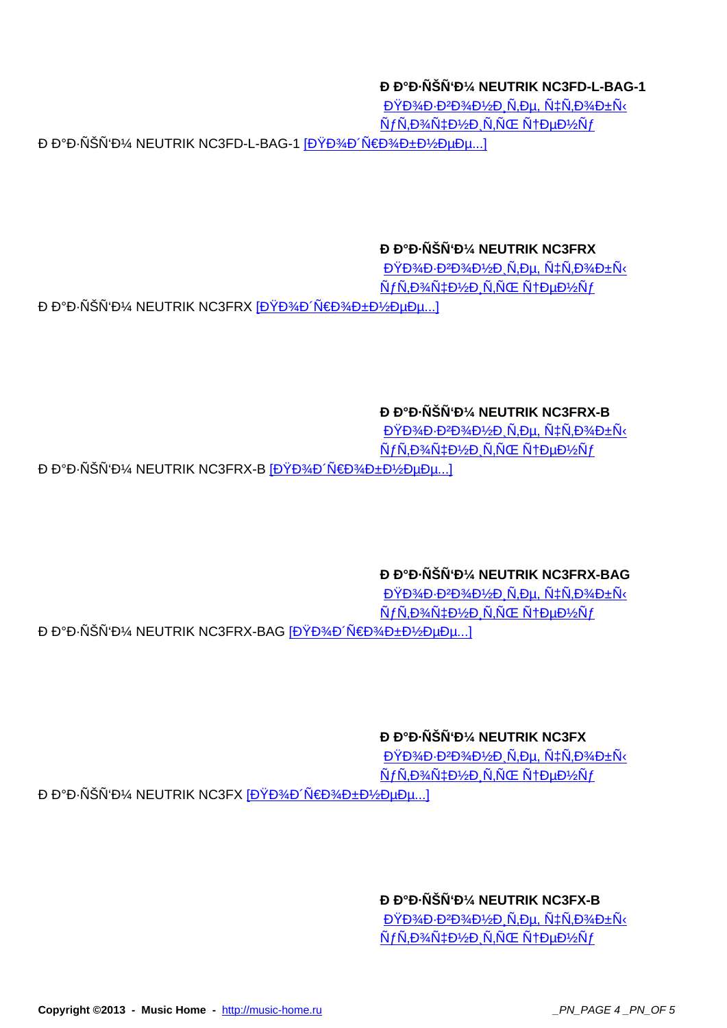**Ð Ð°Ð·ÑŠÑ‘Ð¼ NEUTRIK NC3FD-L-BAG-1**

ÐŸÐ¾Ð·Ð²Ð¾Ð½Ð¸Ñ‚Ðµ, Ñ‡Ñ‚Ð¾Ð±Ñ‹ ÑƒÑ‚Ð¾Ñ‡Ð½Ð¸Ñ‚ÑŒ Ñ†ÐµÐ½Ñƒ

Ð Ð°Ð·ÑŠÑ‘Ð¼ NEUTRIK NC3FD-L-BAG-1 [ÐŸÐ¾Ð´Ñ€Ð¾Ð±Ð½ÐµÐµ...]

**Ð Ð°Ð·ÑŠÑ‘Ð¼ NEUTRIK NC3FRX**

ÐŸÐ¾Ð·Ð²Ð¾Ð½Ð¸Ñ‚Ðµ, Ñ‡Ñ‚Ð¾Ð±Ñ‹ ÑƒÑ‚Ð¾Ñ‡Ð½Ð¸Ñ‚ÑŒ Ñ†ÐµÐ½Ñƒ

Ð Ð°Ð·ÑŠÑ‘Ð¼ NEUTRIK NC3FRX [ÐŸÐ¾Ð´Ñ€Ð¾Ð±Ð½ÐµÐµ...]

**Ð Ð°Ð·ÑŠÑ‘Ð¼ NEUTRIK NC3FRX-B**

ÐŸÐ¾Ð·Ð²Ð¾Ð½Ð¸Ñ‚Ðµ, Ñ‡Ñ‚Ð¾Ð±Ñ‹ ÑƒÑ‚Ð¾Ñ‡Ð½Ð¸Ñ‚ÑŒ Ñ†ÐµÐ½Ñƒ

Ð Ð°Ð·ÑŠÑ‘Ð¼ NEUTRIK NC3FRX-B [ÐŸÐ¾Ð´Ñ€Ð¾Ð±Ð½ÐµÐµ...]

**Ð Ð°Ð·ÑŠÑ‘Ð¼ NEUTRIK NC3FRX-BAG**

ÐŸÐ¾Ð·Ð²Ð¾Ð½Ð¸Ñ‚Ðµ, Ñ‡Ñ‚Ð¾Ð±Ñ‹ ÑƒÑ‚Ð¾Ñ‡Ð½Ð¸Ñ‚ÑŒ Ñ†ÐµÐ½Ñƒ

Ð Ð°Ð·ÑŠÑ‘Ð¼ NEUTRIK NC3FRX-BAG [ÐŸÐ¾Ð´Ñ€Ð¾Ð±Ð½ÐµÐµ...]

**Ð Ð°Ð·ÑŠÑ‘Ð¼ NEUTRIK NC3FX**

ÐŸÐ¾Ð·Ð²Ð¾Ð½Ð¸Ñ‚Ðµ, Ñ‡Ñ‚Ð¾Ð±Ñ‹ ÑƒÑ‚Ð¾Ñ‡Ð½Ð¸Ñ‚ÑŒ Ñ†ÐµÐ½Ñƒ

Ð Ð°Ð·ÑŠÑ‘Ð¼ NEUTRIK NC3FX [ÐŸÐ¾Ð´Ñ€Ð¾Ð±Ð½ÐµÐµ...]

**Ð Ð°Ð·ÑŠÑ‘Ð¼ NEUTRIK NC3FX-B**

ÐŸÐ¾Ð·Ð²Ð¾Ð½Ð¸Ñ‚Ðµ, Ñ‡Ñ‚Ð¾Ð±Ñ‹ ÑƒÑ‚Ð¾Ñ‡Ð½Ð¸Ñ‚ÑŒ Ñ†ÐµÐ½Ñƒ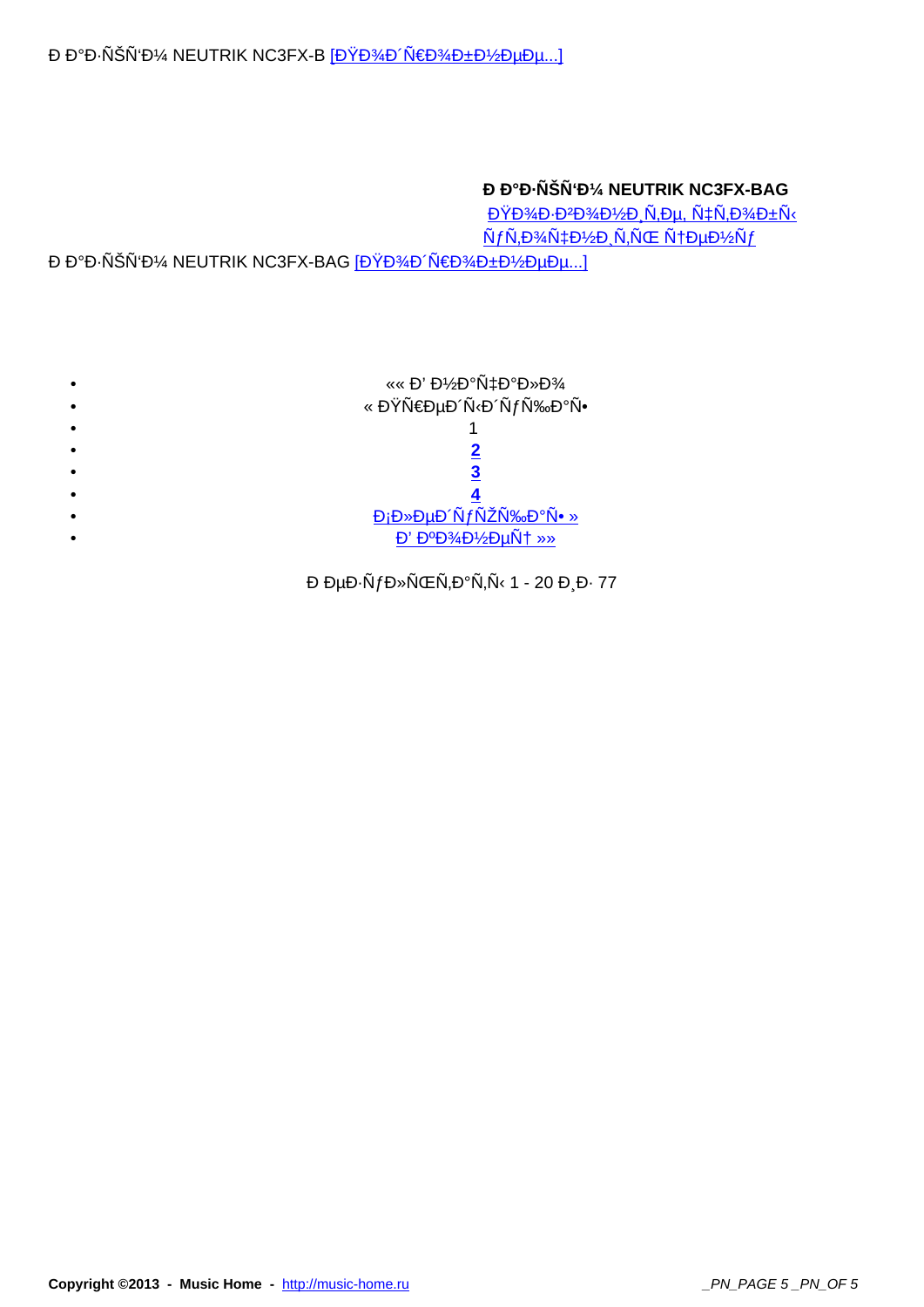Ð Ð°Ð·ÑŠÑ'Ð¼ NEUTRIK NC3FX-B [ÐŸÐ¾Ð´Ñ€Ð¾Ð±Ð½ÐµÐµ...]

**Ð Ð°Ð·ÑŠÑ'Ð¼ NEUTRIK NC3FX-BAG**

ÐŸÐ¾Ð·Ð²Ð¾Ð½Ð¸Ñ‚Ðµ, Ñ‡Ñ‚Ð¾Ð±Ñ‹ ÑƒÑ‚Ð¾Ñ‡Ð½Ð¸Ñ‚ÑŒ Ñ†ÐµÐ½Ñƒ

Ð Ð°Ð·ÑŠÑ'Ð¼ NEUTRIK NC3FX-BAG [ÐŸÐ¾Ð´Ñ€Ð¾Ð±Ð½ÐµÐµ...]

- «« Ð' Ð½Ð°Ñ‡Ð°Ð»Ð¾
- « ÐŸÑ€ÐµÐ´Ñ‹Ð´ÑƒÑ‰Ð°Ñ•
- 1
- **2**
- **3**
- **4**
- Ð¡Ð»ÐµÐ´ÑƒÑŽÑ‰Ð°Ñ• »
- Ð' ÐºÐ¾Ð½ÐµÑ† »»

Ð ÐµÐ·ÑƒÐ»ÑŒÑ‚Ð°Ñ‚Ñ‹ 1 - 20 Ð¸Ð· 77